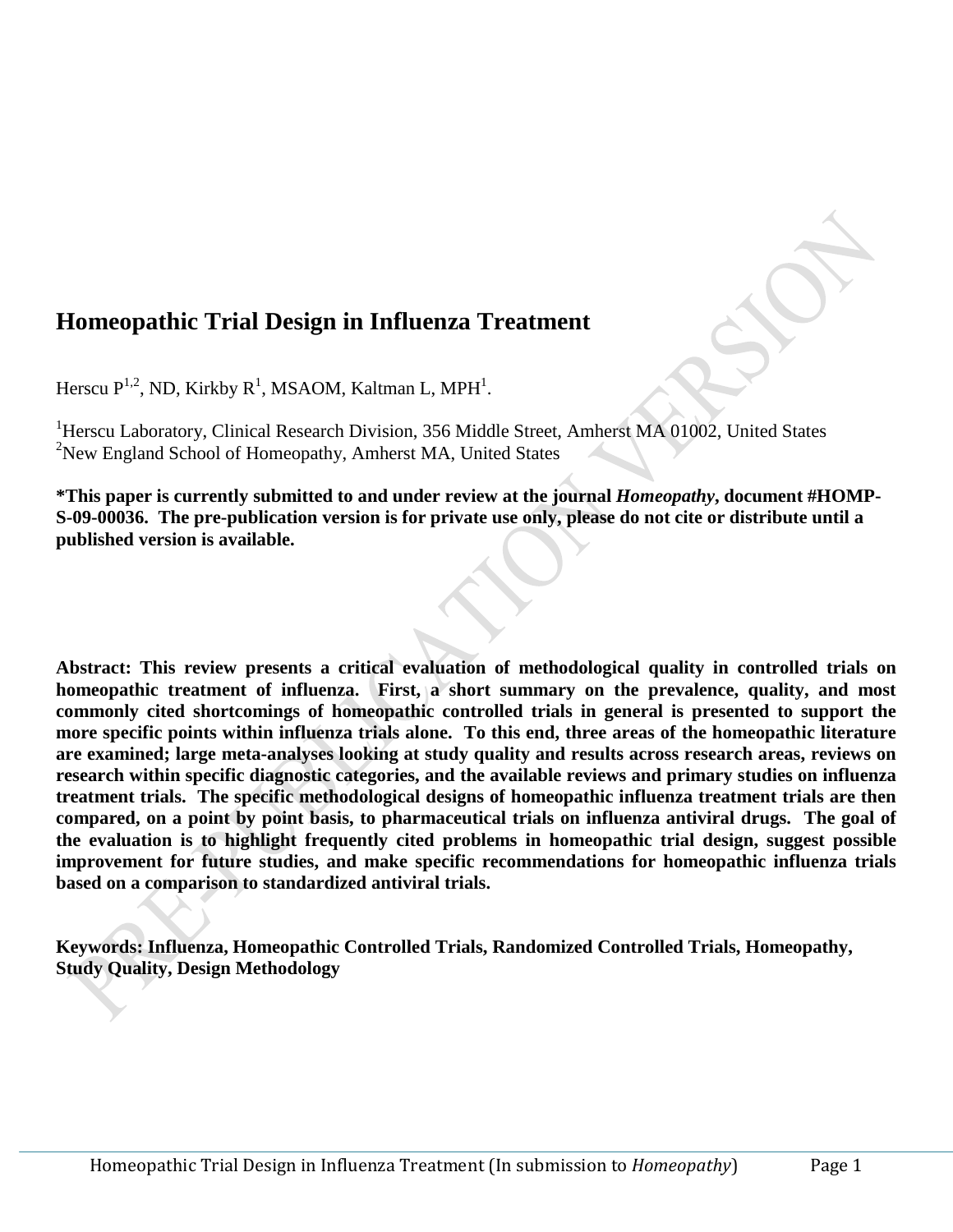# Homeopathic Trial Design in Influenza Treatment

Herscu P[1,2], ND, Kirkby R[1], MSAOM, Kaltman L, MPH[1].

[1]Herscu Laboratory, Clinical Research Division, 356 Middle Street, Amherst MA 01002, United States
[2]New England School of Homeopathy, Amherst MA, United States

**\*This paper is currently submitted to and under review at the journal *Homeopathy*, document #HOMP-S-09-00036. The pre-publication version is for private use only, please do not cite or distribute until a published version is available.**

**Abstract: This review presents a critical evaluation of methodological quality in controlled trials on homeopathic treatment of influenza. First, a short summary on the prevalence, quality, and most commonly cited shortcomings of homeopathic controlled trials in general is presented to support the more specific points within influenza trials alone. To this end, three areas of the homeopathic literature are examined; large meta-analyses looking at study quality and results across research areas, reviews on research within specific diagnostic categories, and the available reviews and primary studies on influenza treatment trials. The specific methodological designs of homeopathic influenza treatment trials are then compared, on a point by point basis, to pharmaceutical trials on influenza antiviral drugs. The goal of the evaluation is to highlight frequently cited problems in homeopathic trial design, suggest possible improvement for future studies, and make specific recommendations for homeopathic influenza trials based on a comparison to standardized antiviral trials.**

**Keywords: Influenza, Homeopathic Controlled Trials, Randomized Controlled Trials, Homeopathy, Study Quality, Design Methodology**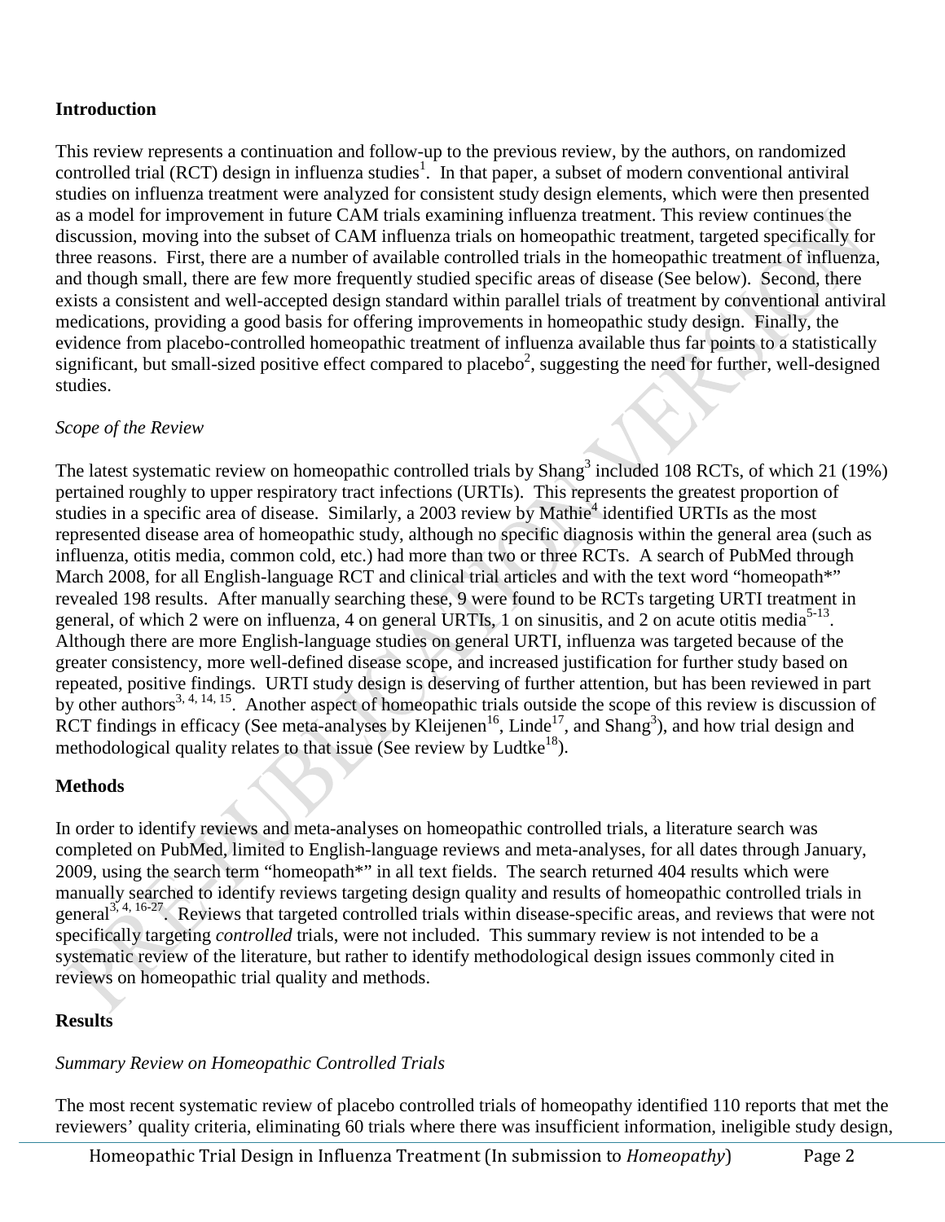## Introduction

This review represents a continuation and follow-up to the previous review, by the authors, on randomized controlled trial (RCT) design in influenza studies[1]. In that paper, a subset of modern conventional antiviral studies on influenza treatment were analyzed for consistent study design elements, which were then presented as a model for improvement in future CAM trials examining influenza treatment. This review continues the discussion, moving into the subset of CAM influenza trials on homeopathic treatment, targeted specifically for three reasons. First, there are a number of available controlled trials in the homeopathic treatment of influenza, and though small, there are few more frequently studied specific areas of disease (See below). Second, there exists a consistent and well-accepted design standard within parallel trials of treatment by conventional antiviral medications, providing a good basis for offering improvements in homeopathic study design. Finally, the evidence from placebo-controlled homeopathic treatment of influenza available thus far points to a statistically significant, but small-sized positive effect compared to placebo[2], suggesting the need for further, well-designed studies.

*Scope of the Review*

The latest systematic review on homeopathic controlled trials by Shang[3] included 108 RCTs, of which 21 (19%) pertained roughly to upper respiratory tract infections (URTIs). This represents the greatest proportion of studies in a specific area of disease. Similarly, a 2003 review by Mathie[4] identified URTIs as the most represented disease area of homeopathic study, although no specific diagnosis within the general area (such as influenza, otitis media, common cold, etc.) had more than two or three RCTs. A search of PubMed through March 2008, for all English-language RCT and clinical trial articles and with the text word "homeopath*" revealed 198 results. After manually searching these, 9 were found to be RCTs targeting URTI treatment in general, of which 2 were on influenza, 4 on general URTIs, 1 on sinusitis, and 2 on acute otitis media[5-13]. Although there are more English-language studies on general URTI, influenza was targeted because of the greater consistency, more well-defined disease scope, and increased justification for further study based on repeated, positive findings. URTI study design is deserving of further attention, but has been reviewed in part by other authors[3, 4, 14, 15]. Another aspect of homeopathic trials outside the scope of this review is discussion of RCT findings in efficacy (See meta-analyses by Kleijenen[16], Linde[17], and Shang[3]), and how trial design and methodological quality relates to that issue (See review by Ludtke[18]).

## Methods

In order to identify reviews and meta-analyses on homeopathic controlled trials, a literature search was completed on PubMed, limited to English-language reviews and meta-analyses, for all dates through January, 2009, using the search term "homeopath*" in all text fields. The search returned 404 results which were manually searched to identify reviews targeting design quality and results of homeopathic controlled trials in general[3, 4, 16-27]. Reviews that targeted controlled trials within disease-specific areas, and reviews that were not specifically targeting *controlled* trials, were not included. This summary review is not intended to be a systematic review of the literature, but rather to identify methodological design issues commonly cited in reviews on homeopathic trial quality and methods.

## Results

*Summary Review on Homeopathic Controlled Trials*

The most recent systematic review of placebo controlled trials of homeopathy identified 110 reports that met the reviewers' quality criteria, eliminating 60 trials where there was insufficient information, ineligible study design,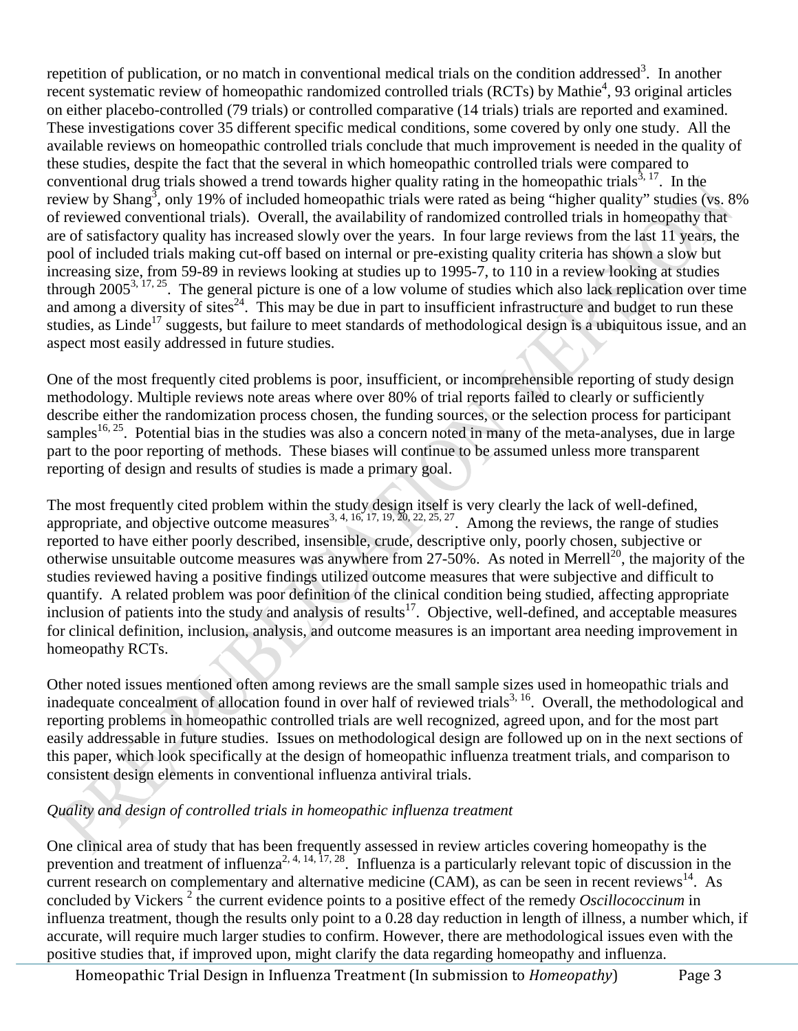repetition of publication, or no match in conventional medical trials on the condition addressed[3]. In another recent systematic review of homeopathic randomized controlled trials (RCTs) by Mathie[4], 93 original articles on either placebo-controlled (79 trials) or controlled comparative (14 trials) trials are reported and examined. These investigations cover 35 different specific medical conditions, some covered by only one study. All the available reviews on homeopathic controlled trials conclude that much improvement is needed in the quality of these studies, despite the fact that the several in which homeopathic controlled trials were compared to conventional drug trials showed a trend towards higher quality rating in the homeopathic trials[3, 17]. In the review by Shang[3], only 19% of included homeopathic trials were rated as being "higher quality" studies (vs. 8% of reviewed conventional trials). Overall, the availability of randomized controlled trials in homeopathy that are of satisfactory quality has increased slowly over the years. In four large reviews from the last 11 years, the pool of included trials making cut-off based on internal or pre-existing quality criteria has shown a slow but increasing size, from 59-89 in reviews looking at studies up to 1995-7, to 110 in a review looking at studies through 2005[3, 17, 25]. The general picture is one of a low volume of studies which also lack replication over time and among a diversity of sites[24]. This may be due in part to insufficient infrastructure and budget to run these studies, as Linde[17] suggests, but failure to meet standards of methodological design is a ubiquitous issue, and an aspect most easily addressed in future studies.

One of the most frequently cited problems is poor, insufficient, or incomprehensible reporting of study design methodology. Multiple reviews note areas where over 80% of trial reports failed to clearly or sufficiently describe either the randomization process chosen, the funding sources, or the selection process for participant samples[16, 25]. Potential bias in the studies was also a concern noted in many of the meta-analyses, due in large part to the poor reporting of methods. These biases will continue to be assumed unless more transparent reporting of design and results of studies is made a primary goal.

The most frequently cited problem within the study design itself is very clearly the lack of well-defined, appropriate, and objective outcome measures[3, 4, 16, 17, 19, 20, 22, 25, 27]. Among the reviews, the range of studies reported to have either poorly described, insensible, crude, descriptive only, poorly chosen, subjective or otherwise unsuitable outcome measures was anywhere from 27-50%. As noted in Merrell[20], the majority of the studies reviewed having a positive findings utilized outcome measures that were subjective and difficult to quantify. A related problem was poor definition of the clinical condition being studied, affecting appropriate inclusion of patients into the study and analysis of results[17]. Objective, well-defined, and acceptable measures for clinical definition, inclusion, analysis, and outcome measures is an important area needing improvement in homeopathy RCTs.

Other noted issues mentioned often among reviews are the small sample sizes used in homeopathic trials and inadequate concealment of allocation found in over half of reviewed trials[3, 16]. Overall, the methodological and reporting problems in homeopathic controlled trials are well recognized, agreed upon, and for the most part easily addressable in future studies. Issues on methodological design are followed up on in the next sections of this paper, which look specifically at the design of homeopathic influenza treatment trials, and comparison to consistent design elements in conventional influenza antiviral trials.

*Quality and design of controlled trials in homeopathic influenza treatment*

One clinical area of study that has been frequently assessed in review articles covering homeopathy is the prevention and treatment of influenza[2, 4, 14, 17, 28]. Influenza is a particularly relevant topic of discussion in the current research on complementary and alternative medicine (CAM), as can be seen in recent reviews[14]. As concluded by Vickers [2] the current evidence points to a positive effect of the remedy *Oscillococcinum* in influenza treatment, though the results only point to a 0.28 day reduction in length of illness, a number which, if accurate, will require much larger studies to confirm. However, there are methodological issues even with the positive studies that, if improved upon, might clarify the data regarding homeopathy and influenza.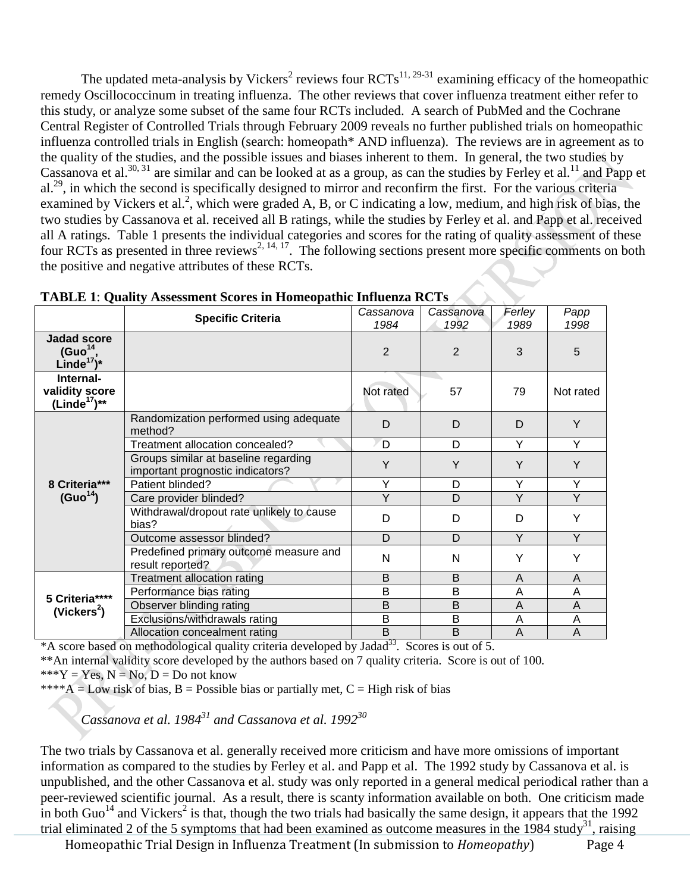The updated meta-analysis by Vickers[2] reviews four RCTs[11, 29-31] examining efficacy of the homeopathic remedy Oscillococcinum in treating influenza. The other reviews that cover influenza treatment either refer to this study, or analyze some subset of the same four RCTs included. A search of PubMed and the Cochrane Central Register of Controlled Trials through February 2009 reveals no further published trials on homeopathic influenza controlled trials in English (search: homeopath* AND influenza). The reviews are in agreement as to the quality of the studies, and the possible issues and biases inherent to them. In general, the two studies by Cassanova et al.[30, 31] are similar and can be looked at as a group, as can the studies by Ferley et al.[11] and Papp et al.[29], in which the second is specifically designed to mirror and reconfirm the first. For the various criteria examined by Vickers et al.[2], which were graded A, B, or C indicating a low, medium, and high risk of bias, the two studies by Cassanova et al. received all B ratings, while the studies by Ferley et al. and Papp et al. received all A ratings. Table 1 presents the individual categories and scores for the rating of quality assessment of these four RCTs as presented in three reviews[2, 14, 17]. The following sections present more specific comments on both the positive and negative attributes of these RCTs.

**TABLE 1**: **Quality Assessment Scores in Homeopathic Influenza RCTs**

| | Specific Criteria | *Cassanova 1984* | *Cassanova 1992* | *Ferley 1989* | *Papp 1998* |
|---|---|---|---|---|---|
| **Jadad score (Guo[14], Linde[17])*** | | 2 | 2 | 3 | 5 |
| **Internal-validity score (Linde[17])**** | | Not rated | 57 | 79 | Not rated |
| **8 Criteria*** (Guo[14])** | Randomization performed using adequate method? | D | D | D | Y |
| | Treatment allocation concealed? | D | D | Y | Y |
| | Groups similar at baseline regarding important prognostic indicators? | Y | Y | Y | Y |
| | Patient blinded? | Y | D | Y | Y |
| | Care provider blinded? | Y | D | Y | Y |
| | Withdrawal/dropout rate unlikely to cause bias? | D | D | D | Y |
| | Outcome assessor blinded? | D | D | Y | Y |
| | Predefined primary outcome measure and result reported? | N | N | Y | Y |
| **5 Criteria**** (Vickers[2])** | Treatment allocation rating | B | B | A | A |
| | Performance bias rating | B | B | A | A |
| | Observer blinding rating | B | B | A | A |
| | Exclusions/withdrawals rating | B | B | A | A |
| | Allocation concealment rating | B | B | A | A |

*A score based on methodological quality criteria developed by Jadad[33]. Scores is out of 5.
**An internal validity score developed by the authors based on 7 quality criteria. Score is out of 100.
***Y = Yes, N = No, D = Do not know
****A = Low risk of bias, B = Possible bias or partially met, C = High risk of bias

*Cassanova et al. 1984[31] and Cassanova et al. 1992[30]*

The two trials by Cassanova et al. generally received more criticism and have more omissions of important information as compared to the studies by Ferley et al. and Papp et al. The 1992 study by Cassanova et al. is unpublished, and the other Cassanova et al. study was only reported in a general medical periodical rather than a peer-reviewed scientific journal. As a result, there is scanty information available on both. One criticism made in both Guo[14] and Vickers[2] is that, though the two trials had basically the same design, it appears that the 1992 trial eliminated 2 of the 5 symptoms that had been examined as outcome measures in the 1984 study[31], raising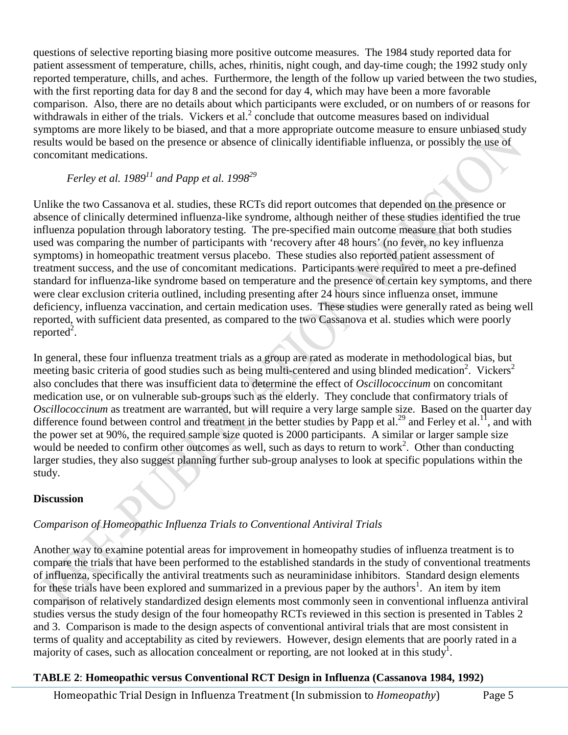questions of selective reporting biasing more positive outcome measures. The 1984 study reported data for patient assessment of temperature, chills, aches, rhinitis, night cough, and day-time cough; the 1992 study only reported temperature, chills, and aches. Furthermore, the length of the follow up varied between the two studies, with the first reporting data for day 8 and the second for day 4, which may have been a more favorable comparison. Also, there are no details about which participants were excluded, or on numbers of or reasons for withdrawals in either of the trials. Vickers et al.[2] conclude that outcome measures based on individual symptoms are more likely to be biased, and that a more appropriate outcome measure to ensure unbiased study results would be based on the presence or absence of clinically identifiable influenza, or possibly the use of concomitant medications.

*Ferley et al. 1989[11] and Papp et al. 1998[29]*

Unlike the two Cassanova et al. studies, these RCTs did report outcomes that depended on the presence or absence of clinically determined influenza-like syndrome, although neither of these studies identified the true influenza population through laboratory testing. The pre-specified main outcome measure that both studies used was comparing the number of participants with 'recovery after 48 hours' (no fever, no key influenza symptoms) in homeopathic treatment versus placebo. These studies also reported patient assessment of treatment success, and the use of concomitant medications. Participants were required to meet a pre-defined standard for influenza-like syndrome based on temperature and the presence of certain key symptoms, and there were clear exclusion criteria outlined, including presenting after 24 hours since influenza onset, immune deficiency, influenza vaccination, and certain medication uses. These studies were generally rated as being well reported, with sufficient data presented, as compared to the two Cassanova et al. studies which were poorly reported[2].

In general, these four influenza treatment trials as a group are rated as moderate in methodological bias, but meeting basic criteria of good studies such as being multi-centered and using blinded medication[2]. Vickers[2] also concludes that there was insufficient data to determine the effect of *Oscillococcinum* on concomitant medication use, or on vulnerable sub-groups such as the elderly. They conclude that confirmatory trials of *Oscillococcinum* as treatment are warranted, but will require a very large sample size. Based on the quarter day difference found between control and treatment in the better studies by Papp et al.[29] and Ferley et al.[11], and with the power set at 90%, the required sample size quoted is 2000 participants. A similar or larger sample size would be needed to confirm other outcomes as well, such as days to return to work[2]. Other than conducting larger studies, they also suggest planning further sub-group analyses to look at specific populations within the study.

## Discussion

*Comparison of Homeopathic Influenza Trials to Conventional Antiviral Trials*

Another way to examine potential areas for improvement in homeopathy studies of influenza treatment is to compare the trials that have been performed to the established standards in the study of conventional treatments of influenza, specifically the antiviral treatments such as neuraminidase inhibitors. Standard design elements for these trials have been explored and summarized in a previous paper by the authors[1]. An item by item comparison of relatively standardized design elements most commonly seen in conventional influenza antiviral studies versus the study design of the four homeopathy RCTs reviewed in this section is presented in Tables 2 and 3. Comparison is made to the design aspects of conventional antiviral trials that are most consistent in terms of quality and acceptability as cited by reviewers. However, design elements that are poorly rated in a majority of cases, such as allocation concealment or reporting, are not looked at in this study[1].

**TABLE 2**: **Homeopathic versus Conventional RCT Design in Influenza (Cassanova 1984, 1992)**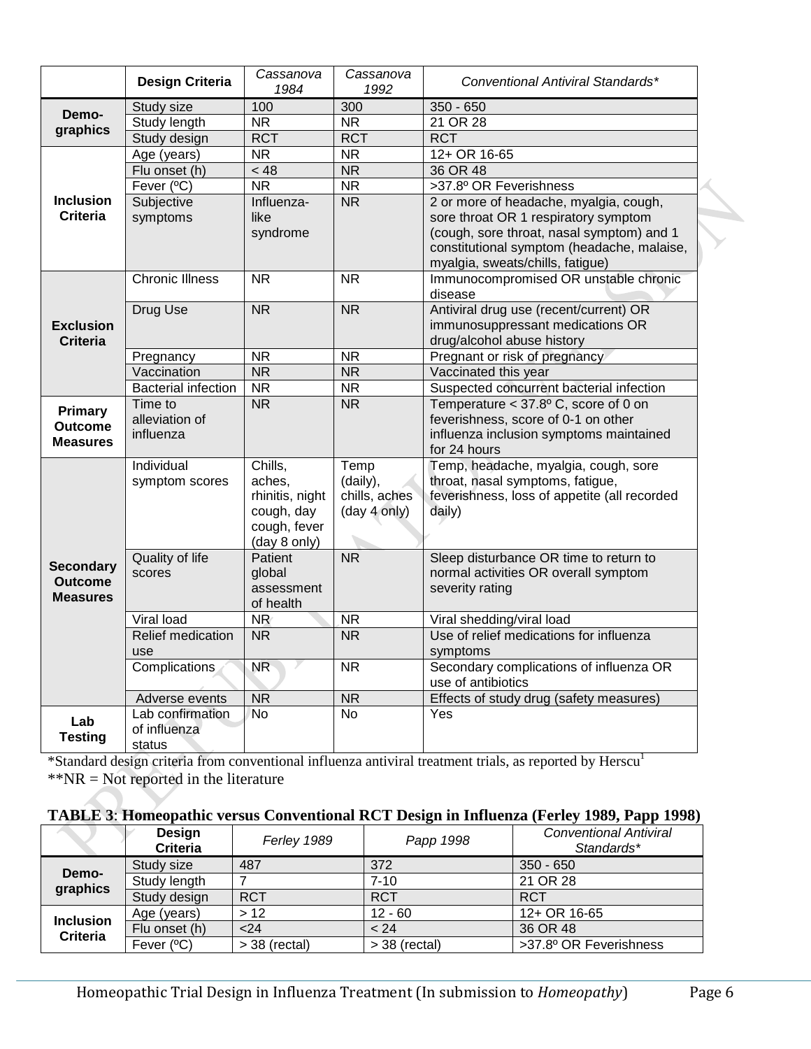|  | Design Criteria | *Cassanova 1984* | *Cassanova 1992* | *Conventional Antiviral Standards** |
|---|---|---|---|---|
| **Demo-graphics** | Study size | 100 | 300 | 350 - 650 |
|  | Study length | NR | NR | 21 OR 28 |
|  | Study design | RCT | RCT | RCT |
| **Inclusion Criteria** | Age (years) | NR | NR | 12+ OR 16-65 |
|  | Flu onset (h) | < 48 | NR | 36 OR 48 |
|  | Fever (ºC) | NR | NR | >37.8º OR Feverishness |
|  | Subjective symptoms | Influenza-like syndrome | NR | 2 or more of headache, myalgia, cough, sore throat OR 1 respiratory symptom (cough, sore throat, nasal symptom) and 1 constitutional symptom (headache, malaise, myalgia, sweats/chills, fatigue) |
| **Exclusion Criteria** | Chronic Illness | NR | NR | Immunocompromised OR unstable chronic disease |
|  | Drug Use | NR | NR | Antiviral drug use (recent/current) OR immunosuppressant medications OR drug/alcohol abuse history |
|  | Pregnancy | NR | NR | Pregnant or risk of pregnancy |
|  | Vaccination | NR | NR | Vaccinated this year |
|  | Bacterial infection | NR | NR | Suspected concurrent bacterial infection |
| **Primary Outcome Measures** | Time to alleviation of influenza | NR | NR | Temperature < 37.8º C, score of 0 on feverishness, score of 0-1 on other influenza inclusion symptoms maintained for 24 hours |
| **Secondary Outcome Measures** | Individual symptom scores | Chills, aches, rhinitis, night cough, day cough, fever (day 8 only) | Temp (daily), chills, aches (day 4 only) | Temp, headache, myalgia, cough, sore throat, nasal symptoms, fatigue, feverishness, loss of appetite (all recorded daily) |
|  | Quality of life scores | Patient global assessment of health | NR | Sleep disturbance OR time to return to normal activities OR overall symptom severity rating |
|  | Viral load | NR | NR | Viral shedding/viral load |
|  | Relief medication use | NR | NR | Use of relief medications for influenza symptoms |
|  | Complications | NR | NR | Secondary complications of influenza OR use of antibiotics |
|  | Adverse events | NR | NR | Effects of study drug (safety measures) |
| **Lab Testing** | Lab confirmation of influenza status | No | No | Yes |

*Standard design criteria from conventional influenza antiviral treatment trials, as reported by Herscu[1]

**NR = Not reported in the literature

**TABLE 3**: **Homeopathic versus Conventional RCT Design in Influenza (Ferley 1989, Papp 1998)**

|  | Design Criteria | *Ferley 1989* | *Papp 1998* | *Conventional Antiviral Standards** |
|---|---|---|---|---|
| **Demo-graphics** | Study size | 487 | 372 | 350 - 650 |
|  | Study length | 7 | 7-10 | 21 OR 28 |
|  | Study design | RCT | RCT | RCT |
| **Inclusion Criteria** | Age (years) | > 12 | 12 - 60 | 12+ OR 16-65 |
|  | Flu onset (h) | <24 | < 24 | 36 OR 48 |
|  | Fever (ºC) | > 38 (rectal) | > 38 (rectal) | >37.8º OR Feverishness |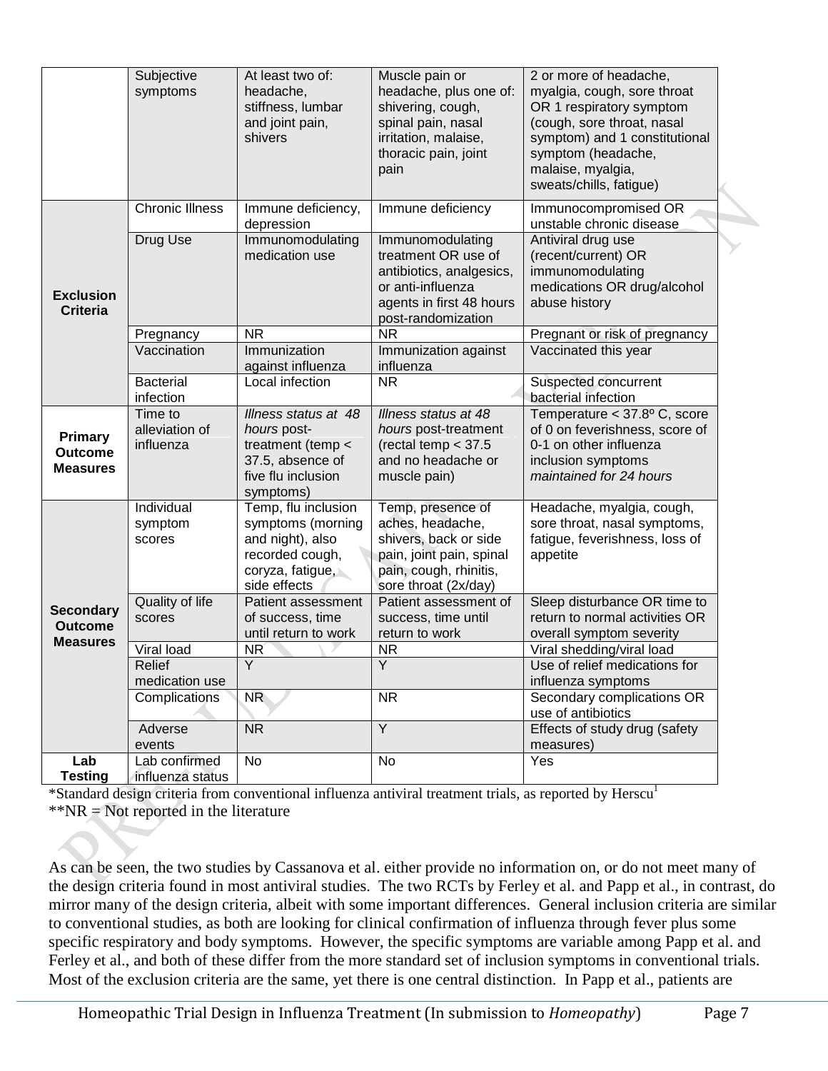| | | | | |
|---|---|---|---|---|
| | Subjective symptoms | At least two of: headache, stiffness, lumbar and joint pain, shivers | Muscle pain or headache, plus one of: shivering, cough, spinal pain, nasal irritation, malaise, thoracic pain, joint pain | 2 or more of headache, myalgia, cough, sore throat OR 1 respiratory symptom (cough, sore throat, nasal symptom) and 1 constitutional symptom (headache, malaise, myalgia, sweats/chills, fatigue) |
| **Exclusion Criteria** | Chronic Illness | Immune deficiency, depression | Immune deficiency | Immunocompromised OR unstable chronic disease |
| | Drug Use | Immunomodulating medication use | Immunomodulating treatment OR use of antibiotics, analgesics, or anti-influenza agents in first 48 hours post-randomization | Antiviral drug use (recent/current) OR immunomodulating medications OR drug/alcohol abuse history |
| | Pregnancy | NR | NR | Pregnant or risk of pregnancy |
| | Vaccination | Immunization against influenza | Immunization against influenza | Vaccinated this year |
| | Bacterial infection | Local infection | NR | Suspected concurrent bacterial infection |
| **Primary Outcome Measures** | Time to alleviation of influenza | *Illness status at 48 hours* post-treatment (temp < 37.5, absence of five flu inclusion symptoms) | *Illness status at 48 hours* post-treatment (rectal temp < 37.5 and no headache or muscle pain) | Temperature < 37.8º C, score of 0 on feverishness, score of 0-1 on other influenza inclusion symptoms *maintained for 24 hours* |
| **Secondary Outcome Measures** | Individual symptom scores | Temp, flu inclusion symptoms (morning and night), also recorded cough, coryza, fatigue, side effects | Temp, presence of aches, headache, shivers, back or side pain, joint pain, spinal pain, cough, rhinitis, sore throat (2x/day) | Headache, myalgia, cough, sore throat, nasal symptoms, fatigue, feverishness, loss of appetite |
| | Quality of life scores | Patient assessment of success, time until return to work | Patient assessment of success, time until return to work | Sleep disturbance OR time to return to normal activities OR overall symptom severity |
| | Viral load | NR | NR | Viral shedding/viral load |
| | Relief medication use | Y | Y | Use of relief medications for influenza symptoms |
| | Complications | NR | NR | Secondary complications OR use of antibiotics |
| | Adverse events | NR | Y | Effects of study drug (safety measures) |
| **Lab Testing** | Lab confirmed influenza status | No | No | Yes |

*Standard design criteria from conventional influenza antiviral treatment trials, as reported by Herscu[1]

**NR = Not reported in the literature

As can be seen, the two studies by Cassanova et al. either provide no information on, or do not meet many of the design criteria found in most antiviral studies. The two RCTs by Ferley et al. and Papp et al., in contrast, do mirror many of the design criteria, albeit with some important differences. General inclusion criteria are similar to conventional studies, as both are looking for clinical confirmation of influenza through fever plus some specific respiratory and body symptoms. However, the specific symptoms are variable among Papp et al. and Ferley et al., and both of these differ from the more standard set of inclusion symptoms in conventional trials. Most of the exclusion criteria are the same, yet there is one central distinction. In Papp et al., patients are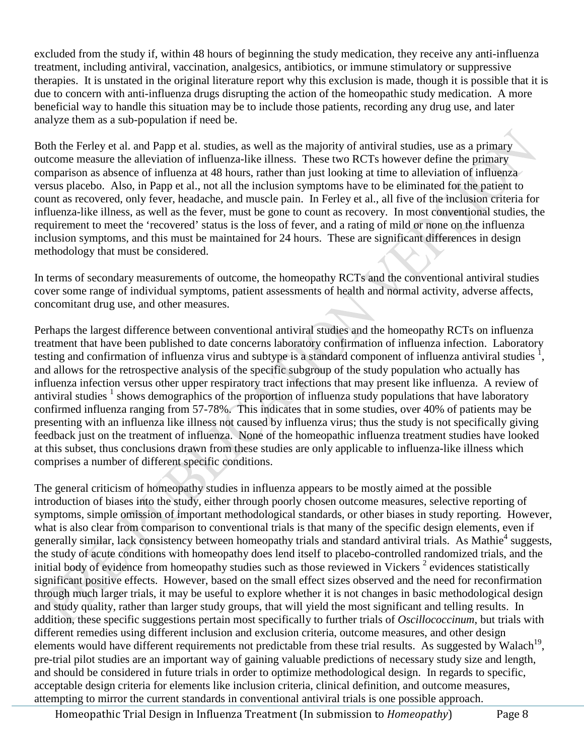excluded from the study if, within 48 hours of beginning the study medication, they receive any anti-influenza treatment, including antiviral, vaccination, analgesics, antibiotics, or immune stimulatory or suppressive therapies. It is unstated in the original literature report why this exclusion is made, though it is possible that it is due to concern with anti-influenza drugs disrupting the action of the homeopathic study medication. A more beneficial way to handle this situation may be to include those patients, recording any drug use, and later analyze them as a sub-population if need be.

Both the Ferley et al. and Papp et al. studies, as well as the majority of antiviral studies, use as a primary outcome measure the alleviation of influenza-like illness. These two RCTs however define the primary comparison as absence of influenza at 48 hours, rather than just looking at time to alleviation of influenza versus placebo. Also, in Papp et al., not all the inclusion symptoms have to be eliminated for the patient to count as recovered, only fever, headache, and muscle pain. In Ferley et al., all five of the inclusion criteria for influenza-like illness, as well as the fever, must be gone to count as recovery. In most conventional studies, the requirement to meet the 'recovered' status is the loss of fever, and a rating of mild or none on the influenza inclusion symptoms, and this must be maintained for 24 hours. These are significant differences in design methodology that must be considered.

In terms of secondary measurements of outcome, the homeopathy RCTs and the conventional antiviral studies cover some range of individual symptoms, patient assessments of health and normal activity, adverse affects, concomitant drug use, and other measures.

Perhaps the largest difference between conventional antiviral studies and the homeopathy RCTs on influenza treatment that have been published to date concerns laboratory confirmation of influenza infection. Laboratory testing and confirmation of influenza virus and subtype is a standard component of influenza antiviral studies [1], and allows for the retrospective analysis of the specific subgroup of the study population who actually has influenza infection versus other upper respiratory tract infections that may present like influenza. A review of antiviral studies [1] shows demographics of the proportion of influenza study populations that have laboratory confirmed influenza ranging from 57-78%. This indicates that in some studies, over 40% of patients may be presenting with an influenza like illness not caused by influenza virus; thus the study is not specifically giving feedback just on the treatment of influenza. None of the homeopathic influenza treatment studies have looked at this subset, thus conclusions drawn from these studies are only applicable to influenza-like illness which comprises a number of different specific conditions.

The general criticism of homeopathy studies in influenza appears to be mostly aimed at the possible introduction of biases into the study, either through poorly chosen outcome measures, selective reporting of symptoms, simple omission of important methodological standards, or other biases in study reporting. However, what is also clear from comparison to conventional trials is that many of the specific design elements, even if generally similar, lack consistency between homeopathy trials and standard antiviral trials. As Mathie[4] suggests, the study of acute conditions with homeopathy does lend itself to placebo-controlled randomized trials, and the initial body of evidence from homeopathy studies such as those reviewed in Vickers [2] evidences statistically significant positive effects. However, based on the small effect sizes observed and the need for reconfirmation through much larger trials, it may be useful to explore whether it is not changes in basic methodological design and study quality, rather than larger study groups, that will yield the most significant and telling results. In addition, these specific suggestions pertain most specifically to further trials of *Oscillococcinum*, but trials with different remedies using different inclusion and exclusion criteria, outcome measures, and other design elements would have different requirements not predictable from these trial results. As suggested by Walach[19], pre-trial pilot studies are an important way of gaining valuable predictions of necessary study size and length, and should be considered in future trials in order to optimize methodological design. In regards to specific, acceptable design criteria for elements like inclusion criteria, clinical definition, and outcome measures, attempting to mirror the current standards in conventional antiviral trials is one possible approach.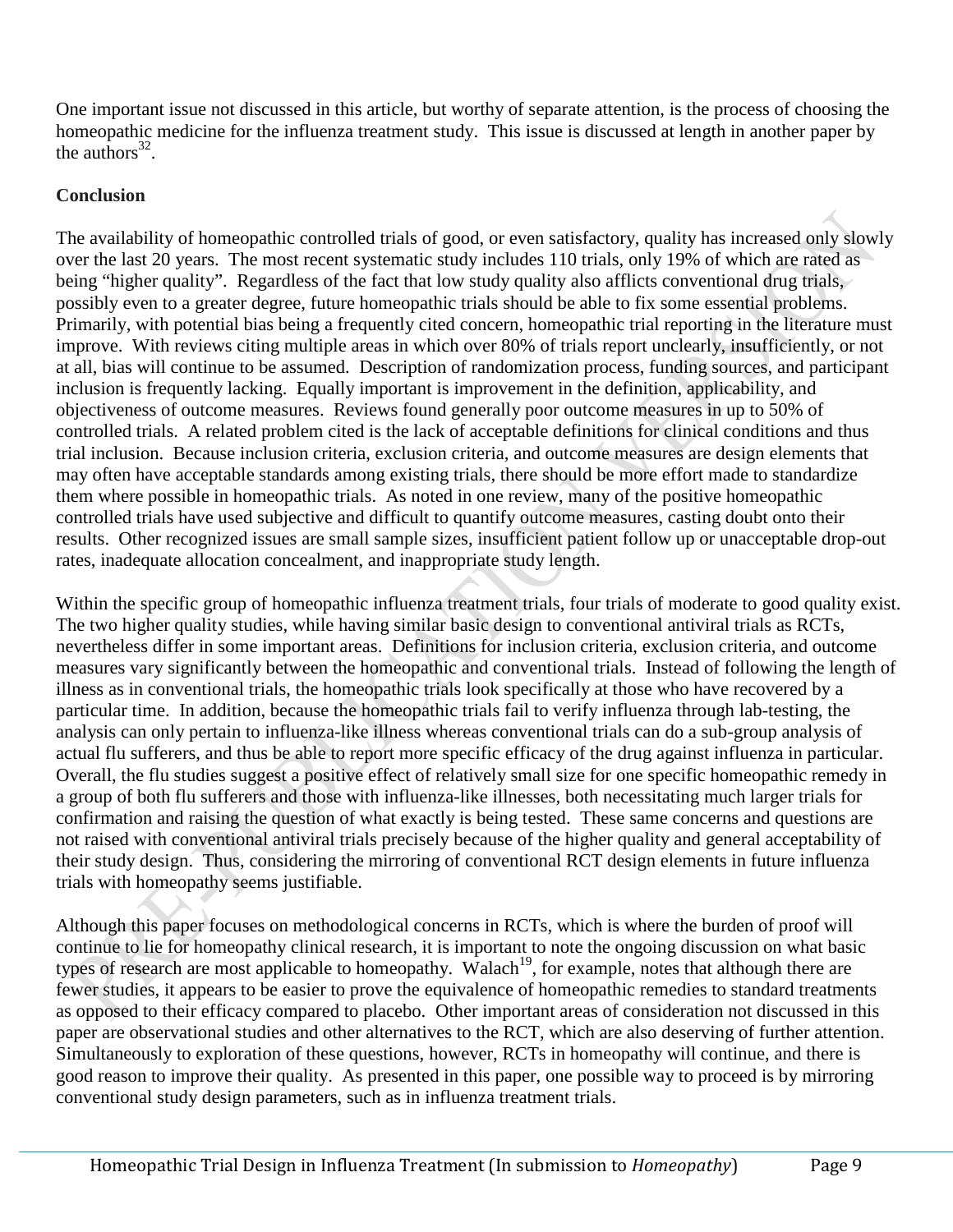One important issue not discussed in this article, but worthy of separate attention, is the process of choosing the homeopathic medicine for the influenza treatment study. This issue is discussed at length in another paper by the authors[32].

**Conclusion**

The availability of homeopathic controlled trials of good, or even satisfactory, quality has increased only slowly over the last 20 years. The most recent systematic study includes 110 trials, only 19% of which are rated as being "higher quality". Regardless of the fact that low study quality also afflicts conventional drug trials, possibly even to a greater degree, future homeopathic trials should be able to fix some essential problems. Primarily, with potential bias being a frequently cited concern, homeopathic trial reporting in the literature must improve. With reviews citing multiple areas in which over 80% of trials report unclearly, insufficiently, or not at all, bias will continue to be assumed. Description of randomization process, funding sources, and participant inclusion is frequently lacking. Equally important is improvement in the definition, applicability, and objectiveness of outcome measures. Reviews found generally poor outcome measures in up to 50% of controlled trials. A related problem cited is the lack of acceptable definitions for clinical conditions and thus trial inclusion. Because inclusion criteria, exclusion criteria, and outcome measures are design elements that may often have acceptable standards among existing trials, there should be more effort made to standardize them where possible in homeopathic trials. As noted in one review, many of the positive homeopathic controlled trials have used subjective and difficult to quantify outcome measures, casting doubt onto their results. Other recognized issues are small sample sizes, insufficient patient follow up or unacceptable drop-out rates, inadequate allocation concealment, and inappropriate study length.

Within the specific group of homeopathic influenza treatment trials, four trials of moderate to good quality exist. The two higher quality studies, while having similar basic design to conventional antiviral trials as RCTs, nevertheless differ in some important areas. Definitions for inclusion criteria, exclusion criteria, and outcome measures vary significantly between the homeopathic and conventional trials. Instead of following the length of illness as in conventional trials, the homeopathic trials look specifically at those who have recovered by a particular time. In addition, because the homeopathic trials fail to verify influenza through lab-testing, the analysis can only pertain to influenza-like illness whereas conventional trials can do a sub-group analysis of actual flu sufferers, and thus be able to report more specific efficacy of the drug against influenza in particular. Overall, the flu studies suggest a positive effect of relatively small size for one specific homeopathic remedy in a group of both flu sufferers and those with influenza-like illnesses, both necessitating much larger trials for confirmation and raising the question of what exactly is being tested. These same concerns and questions are not raised with conventional antiviral trials precisely because of the higher quality and general acceptability of their study design. Thus, considering the mirroring of conventional RCT design elements in future influenza trials with homeopathy seems justifiable.

Although this paper focuses on methodological concerns in RCTs, which is where the burden of proof will continue to lie for homeopathy clinical research, it is important to note the ongoing discussion on what basic types of research are most applicable to homeopathy. Walach[19], for example, notes that although there are fewer studies, it appears to be easier to prove the equivalence of homeopathic remedies to standard treatments as opposed to their efficacy compared to placebo. Other important areas of consideration not discussed in this paper are observational studies and other alternatives to the RCT, which are also deserving of further attention. Simultaneously to exploration of these questions, however, RCTs in homeopathy will continue, and there is good reason to improve their quality. As presented in this paper, one possible way to proceed is by mirroring conventional study design parameters, such as in influenza treatment trials.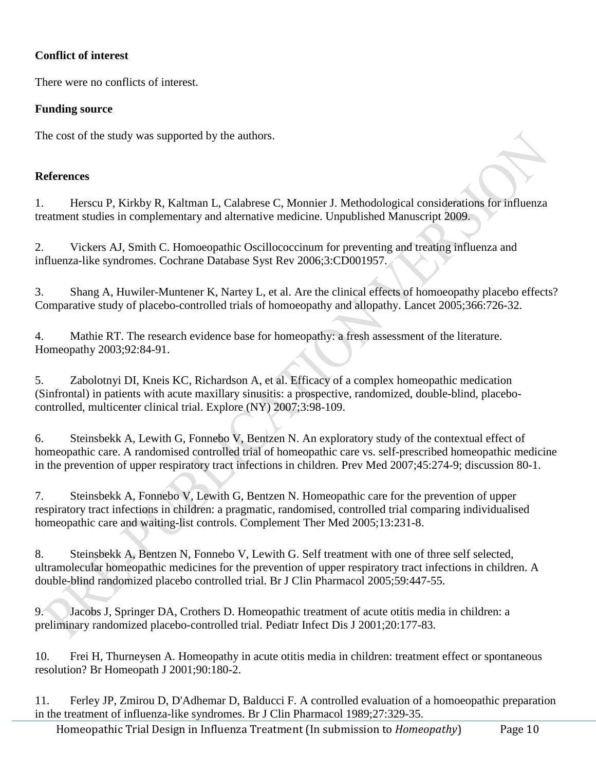**Conflict of interest**

There were no conflicts of interest.

**Funding source**

The cost of the study was supported by the authors.

**References**

1. Herscu P, Kirkby R, Kaltman L, Calabrese C, Monnier J. Methodological considerations for influenza treatment studies in complementary and alternative medicine. Unpublished Manuscript 2009.

2. Vickers AJ, Smith C. Homoeopathic Oscillococcinum for preventing and treating influenza and influenza-like syndromes. Cochrane Database Syst Rev 2006;3:CD001957.

3. Shang A, Huwiler-Muntener K, Nartey L, et al. Are the clinical effects of homoeopathy placebo effects? Comparative study of placebo-controlled trials of homoeopathy and allopathy. Lancet 2005;366:726-32.

4. Mathie RT. The research evidence base for homeopathy: a fresh assessment of the literature. Homeopathy 2003;92:84-91.

5. Zabolotnyi DI, Kneis KC, Richardson A, et al. Efficacy of a complex homeopathic medication (Sinfrontal) in patients with acute maxillary sinusitis: a prospective, randomized, double-blind, placebo-controlled, multicenter clinical trial. Explore (NY) 2007;3:98-109.

6. Steinsbekk A, Lewith G, Fonnebo V, Bentzen N. An exploratory study of the contextual effect of homeopathic care. A randomised controlled trial of homeopathic care vs. self-prescribed homeopathic medicine in the prevention of upper respiratory tract infections in children. Prev Med 2007;45:274-9; discussion 80-1.

7. Steinsbekk A, Fonnebo V, Lewith G, Bentzen N. Homeopathic care for the prevention of upper respiratory tract infections in children: a pragmatic, randomised, controlled trial comparing individualised homeopathic care and waiting-list controls. Complement Ther Med 2005;13:231-8.

8. Steinsbekk A, Bentzen N, Fonnebo V, Lewith G. Self treatment with one of three self selected, ultramolecular homeopathic medicines for the prevention of upper respiratory tract infections in children. A double-blind randomized placebo controlled trial. Br J Clin Pharmacol 2005;59:447-55.

9. Jacobs J, Springer DA, Crothers D. Homeopathic treatment of acute otitis media in children: a preliminary randomized placebo-controlled trial. Pediatr Infect Dis J 2001;20:177-83.

10. Frei H, Thurneysen A. Homeopathy in acute otitis media in children: treatment effect or spontaneous resolution? Br Homeopath J 2001;90:180-2.

11. Ferley JP, Zmirou D, D'Adhemar D, Balducci F. A controlled evaluation of a homoeopathic preparation in the treatment of influenza-like syndromes. Br J Clin Pharmacol 1989;27:329-35.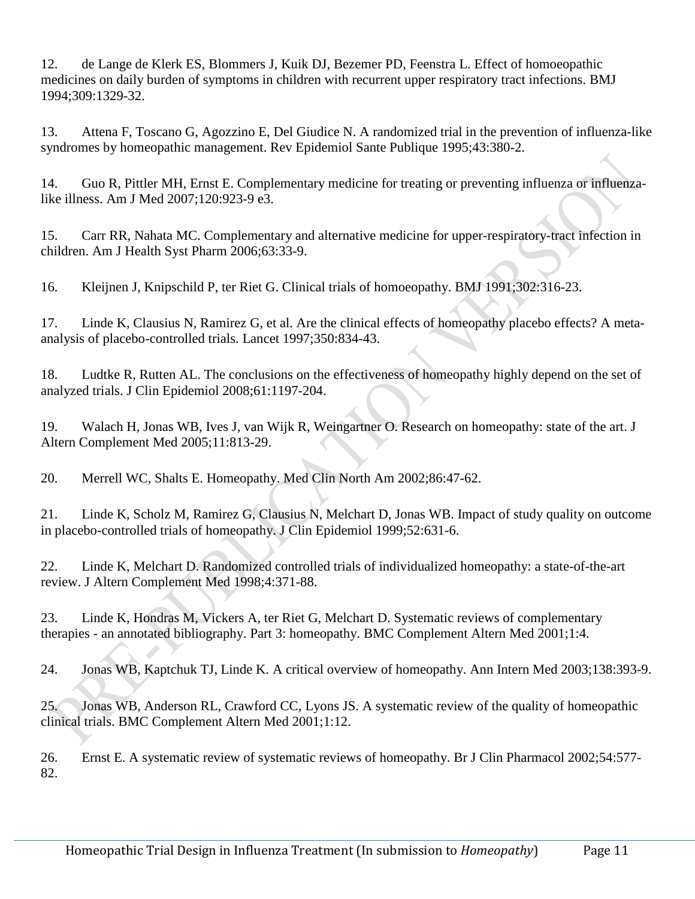12. de Lange de Klerk ES, Blommers J, Kuik DJ, Bezemer PD, Feenstra L. Effect of homoeopathic medicines on daily burden of symptoms in children with recurrent upper respiratory tract infections. BMJ 1994;309:1329-32.

13. Attena F, Toscano G, Agozzino E, Del Giudice N. A randomized trial in the prevention of influenza-like syndromes by homeopathic management. Rev Epidemiol Sante Publique 1995;43:380-2.

14. Guo R, Pittler MH, Ernst E. Complementary medicine for treating or preventing influenza or influenza-like illness. Am J Med 2007;120:923-9 e3.

15. Carr RR, Nahata MC. Complementary and alternative medicine for upper-respiratory-tract infection in children. Am J Health Syst Pharm 2006;63:33-9.

16. Kleijnen J, Knipschild P, ter Riet G. Clinical trials of homoeopathy. BMJ 1991;302:316-23.

17. Linde K, Clausius N, Ramirez G, et al. Are the clinical effects of homeopathy placebo effects? A meta-analysis of placebo-controlled trials. Lancet 1997;350:834-43.

18. Ludtke R, Rutten AL. The conclusions on the effectiveness of homeopathy highly depend on the set of analyzed trials. J Clin Epidemiol 2008;61:1197-204.

19. Walach H, Jonas WB, Ives J, van Wijk R, Weingartner O. Research on homeopathy: state of the art. J Altern Complement Med 2005;11:813-29.

20. Merrell WC, Shalts E. Homeopathy. Med Clin North Am 2002;86:47-62.

21. Linde K, Scholz M, Ramirez G, Clausius N, Melchart D, Jonas WB. Impact of study quality on outcome in placebo-controlled trials of homeopathy. J Clin Epidemiol 1999;52:631-6.

22. Linde K, Melchart D. Randomized controlled trials of individualized homeopathy: a state-of-the-art review. J Altern Complement Med 1998;4:371-88.

23. Linde K, Hondras M, Vickers A, ter Riet G, Melchart D. Systematic reviews of complementary therapies - an annotated bibliography. Part 3: homeopathy. BMC Complement Altern Med 2001;1:4.

24. Jonas WB, Kaptchuk TJ, Linde K. A critical overview of homeopathy. Ann Intern Med 2003;138:393-9.

25. Jonas WB, Anderson RL, Crawford CC, Lyons JS. A systematic review of the quality of homeopathic clinical trials. BMC Complement Altern Med 2001;1:12.

26. Ernst E. A systematic review of systematic reviews of homeopathy. Br J Clin Pharmacol 2002;54:577-82.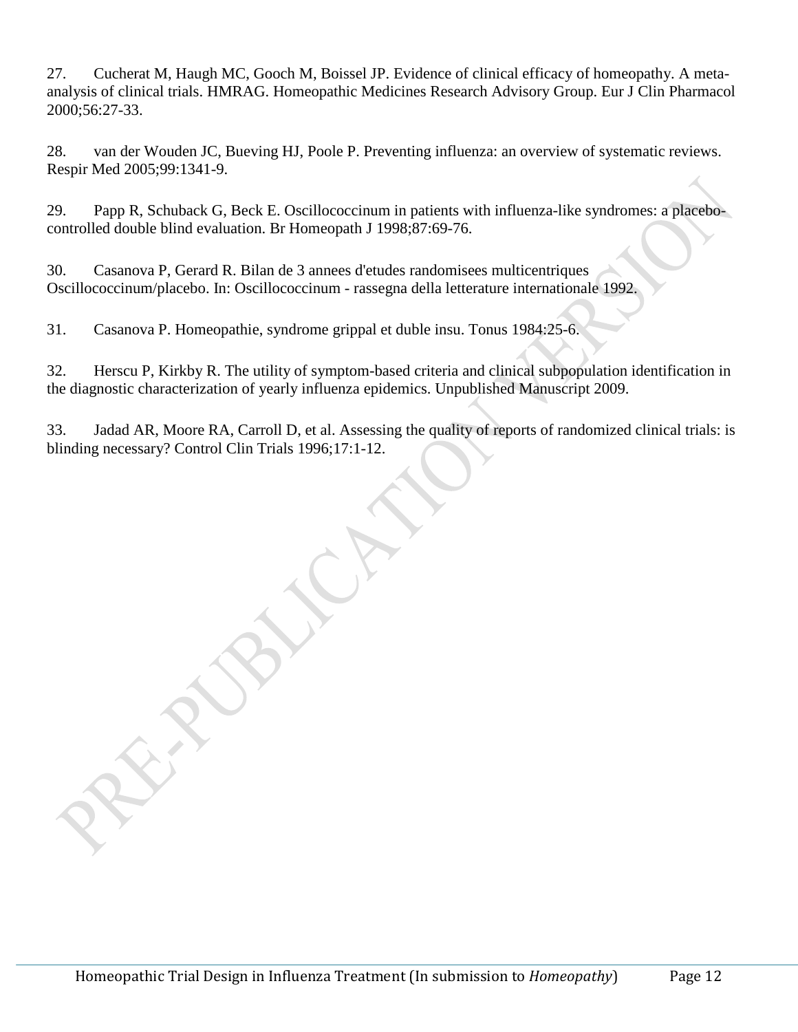27. Cucherat M, Haugh MC, Gooch M, Boissel JP. Evidence of clinical efficacy of homeopathy. A meta-analysis of clinical trials. HMRAG. Homeopathic Medicines Research Advisory Group. Eur J Clin Pharmacol 2000;56:27-33.

28. van der Wouden JC, Bueving HJ, Poole P. Preventing influenza: an overview of systematic reviews. Respir Med 2005;99:1341-9.

29. Papp R, Schuback G, Beck E. Oscillococcinum in patients with influenza-like syndromes: a placebo-controlled double blind evaluation. Br Homeopath J 1998;87:69-76.

30. Casanova P, Gerard R. Bilan de 3 annees d'etudes randomisees multicentriques Oscillococcinum/placebo. In: Oscillococcinum - rassegna della letterature internationale 1992.

31. Casanova P. Homeopathie, syndrome grippal et duble insu. Tonus 1984:25-6.

32. Herscu P, Kirkby R. The utility of symptom-based criteria and clinical subpopulation identification in the diagnostic characterization of yearly influenza epidemics. Unpublished Manuscript 2009.

33. Jadad AR, Moore RA, Carroll D, et al. Assessing the quality of reports of randomized clinical trials: is blinding necessary? Control Clin Trials 1996;17:1-12.